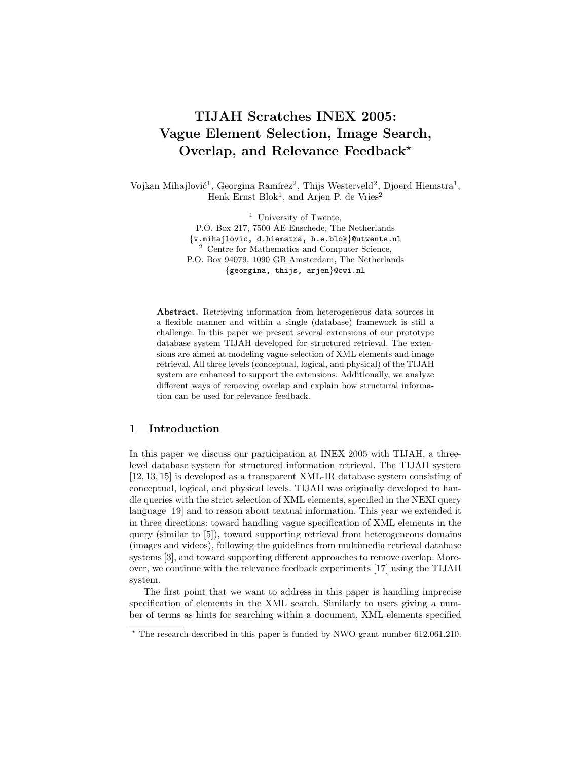# TIJAH Scratches INEX 2005: Vague Element Selection, Image Search, Overlap, and Relevance Feedback*

Vojkan Mihajlović[1], Georgina Ramírez[2], Thijs Westerveld[2], Djoerd Hiemstra[1], Henk Ernst Blok[1], and Arjen P. de Vries[2]

[1] University of Twente,
P.O. Box 217, 7500 AE Enschede, The Netherlands
{v.mihajlovic, d.hiemstra, h.e.blok}@utwente.nl

[2] Centre for Mathematics and Computer Science,
P.O. Box 94079, 1090 GB Amsterdam, The Netherlands
{georgina, thijs, arjen}@cwi.nl

**Abstract.** Retrieving information from heterogeneous data sources in a flexible manner and within a single (database) framework is still a challenge. In this paper we present several extensions of our prototype database system TIJAH developed for structured retrieval. The extensions are aimed at modeling vague selection of XML elements and image retrieval. All three levels (conceptual, logical, and physical) of the TIJAH system are enhanced to support the extensions. Additionally, we analyze different ways of removing overlap and explain how structural information can be used for relevance feedback.

## 1 Introduction

In this paper we discuss our participation at INEX 2005 with TIJAH, a three-level database system for structured information retrieval. The TIJAH system [12, 13, 15] is developed as a transparent XML-IR database system consisting of conceptual, logical, and physical levels. TIJAH was originally developed to handle queries with the strict selection of XML elements, specified in the NEXI query language [19] and to reason about textual information. This year we extended it in three directions: toward handling vague specification of XML elements in the query (similar to [5]), toward supporting retrieval from heterogeneous domains (images and videos), following the guidelines from multimedia retrieval database systems [3], and toward supporting different approaches to remove overlap. Moreover, we continue with the relevance feedback experiments [17] using the TIJAH system.

The first point that we want to address in this paper is handling imprecise specification of elements in the XML search. Similarly to users giving a number of terms as hints for searching within a document, XML elements specified

* The research described in this paper is funded by NWO grant number 612.061.210.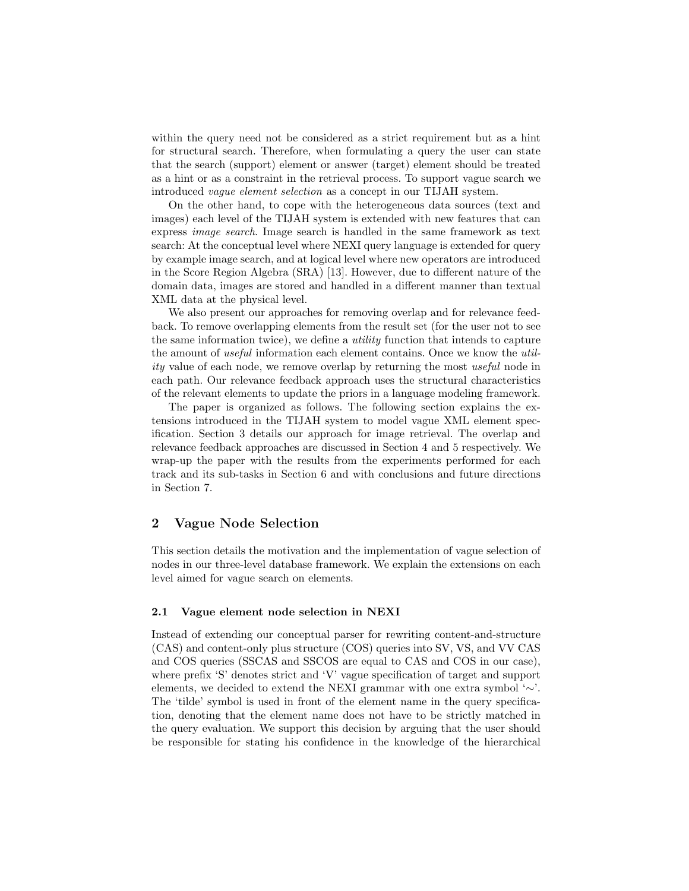within the query need not be considered as a strict requirement but as a hint for structural search. Therefore, when formulating a query the user can state that the search (support) element or answer (target) element should be treated as a hint or as a constraint in the retrieval process. To support vague search we introduced *vague element selection* as a concept in our TIJAH system.

On the other hand, to cope with the heterogeneous data sources (text and images) each level of the TIJAH system is extended with new features that can express *image search*. Image search is handled in the same framework as text search: At the conceptual level where NEXI query language is extended for query by example image search, and at logical level where new operators are introduced in the Score Region Algebra (SRA) [13]. However, due to different nature of the domain data, images are stored and handled in a different manner than textual XML data at the physical level.

We also present our approaches for removing overlap and for relevance feedback. To remove overlapping elements from the result set (for the user not to see the same information twice), we define a *utility* function that intends to capture the amount of *useful* information each element contains. Once we know the *utility* value of each node, we remove overlap by returning the most *useful* node in each path. Our relevance feedback approach uses the structural characteristics of the relevant elements to update the priors in a language modeling framework.

The paper is organized as follows. The following section explains the extensions introduced in the TIJAH system to model vague XML element specification. Section 3 details our approach for image retrieval. The overlap and relevance feedback approaches are discussed in Section 4 and 5 respectively. We wrap-up the paper with the results from the experiments performed for each track and its sub-tasks in Section 6 and with conclusions and future directions in Section 7.

## 2 Vague Node Selection

This section details the motivation and the implementation of vague selection of nodes in our three-level database framework. We explain the extensions on each level aimed for vague search on elements.

### 2.1 Vague element node selection in NEXI

Instead of extending our conceptual parser for rewriting content-and-structure (CAS) and content-only plus structure (COS) queries into SV, VS, and VV CAS and COS queries (SSCAS and SSCOS are equal to CAS and COS in our case), where prefix 'S' denotes strict and 'V' vague specification of target and support elements, we decided to extend the NEXI grammar with one extra symbol '∼'. The 'tilde' symbol is used in front of the element name in the query specification, denoting that the element name does not have to be strictly matched in the query evaluation. We support this decision by arguing that the user should be responsible for stating his confidence in the knowledge of the hierarchical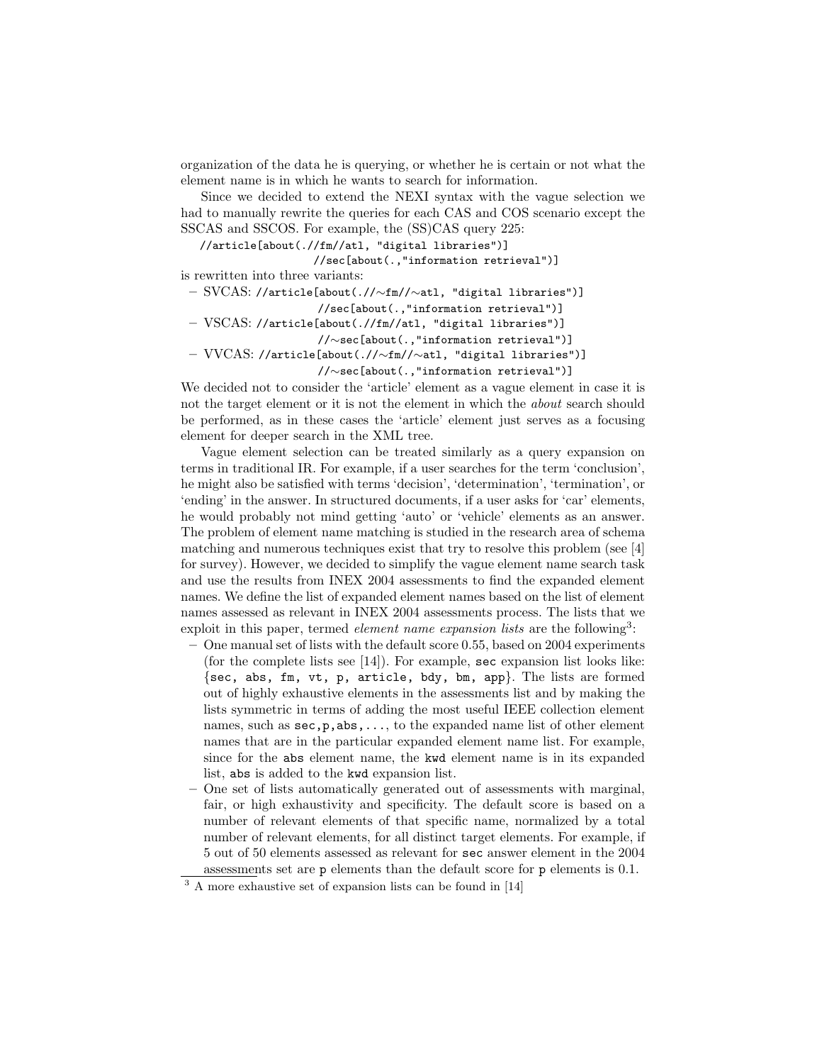organization of the data he is querying, or whether he is certain or not what the element name is in which he wants to search for information.

Since we decided to extend the NEXI syntax with the vague selection we had to manually rewrite the queries for each CAS and COS scenario except the SSCAS and SSCOS. For example, the (SS)CAS query 225:

```
//article[about(.//fm//atl, "digital libraries")]
                    //sec[about(.,"information retrieval")]
```

is rewritten into three variants:

- SVCAS: `//article[about(.//∼fm//∼atl, "digital libraries")]`
  `//sec[about(.,"information retrieval")]`
- VSCAS: `//article[about(.//fm//atl, "digital libraries")]`
  `//∼sec[about(.,"information retrieval")]`
- VVCAS: `//article[about(.//∼fm//∼atl, "digital libraries")]`
  `//∼sec[about(.,"information retrieval")]`

We decided not to consider the 'article' element as a vague element in case it is not the target element or it is not the element in which the *about* search should be performed, as in these cases the 'article' element just serves as a focusing element for deeper search in the XML tree.

Vague element selection can be treated similarly as a query expansion on terms in traditional IR. For example, if a user searches for the term 'conclusion', he might also be satisfied with terms 'decision', 'determination', 'termination', or 'ending' in the answer. In structured documents, if a user asks for 'car' elements, he would probably not mind getting 'auto' or 'vehicle' elements as an answer. The problem of element name matching is studied in the research area of schema matching and numerous techniques exist that try to resolve this problem (see [4] for survey). However, we decided to simplify the vague element name search task and use the results from INEX 2004 assessments to find the expanded element names. We define the list of expanded element names based on the list of element names assessed as relevant in INEX 2004 assessments process. The lists that we exploit in this paper, termed *element name expansion lists* are the following[3]:

- One manual set of lists with the default score 0.55, based on 2004 experiments (for the complete lists see [14]). For example, `sec` expansion list looks like: {`sec, abs, fm, vt, p, article, bdy, bm, app`}. The lists are formed out of highly exhaustive elements in the assessments list and by making the lists symmetric in terms of adding the most useful IEEE collection element names, such as `sec,p,abs,...`, to the expanded name list of other element names that are in the particular expanded element name list. For example, since for the `abs` element name, the `kwd` element name is in its expanded list, `abs` is added to the `kwd` expansion list.
- One set of lists automatically generated out of assessments with marginal, fair, or high exhaustivity and specificity. The default score is based on a number of relevant elements of that specific name, normalized by a total number of relevant elements, for all distinct target elements. For example, if 5 out of 50 elements assessed as relevant for `sec` answer element in the 2004 assessments set are `p` elements than the default score for `p` elements is 0.1.

[3] A more exhaustive set of expansion lists can be found in [14]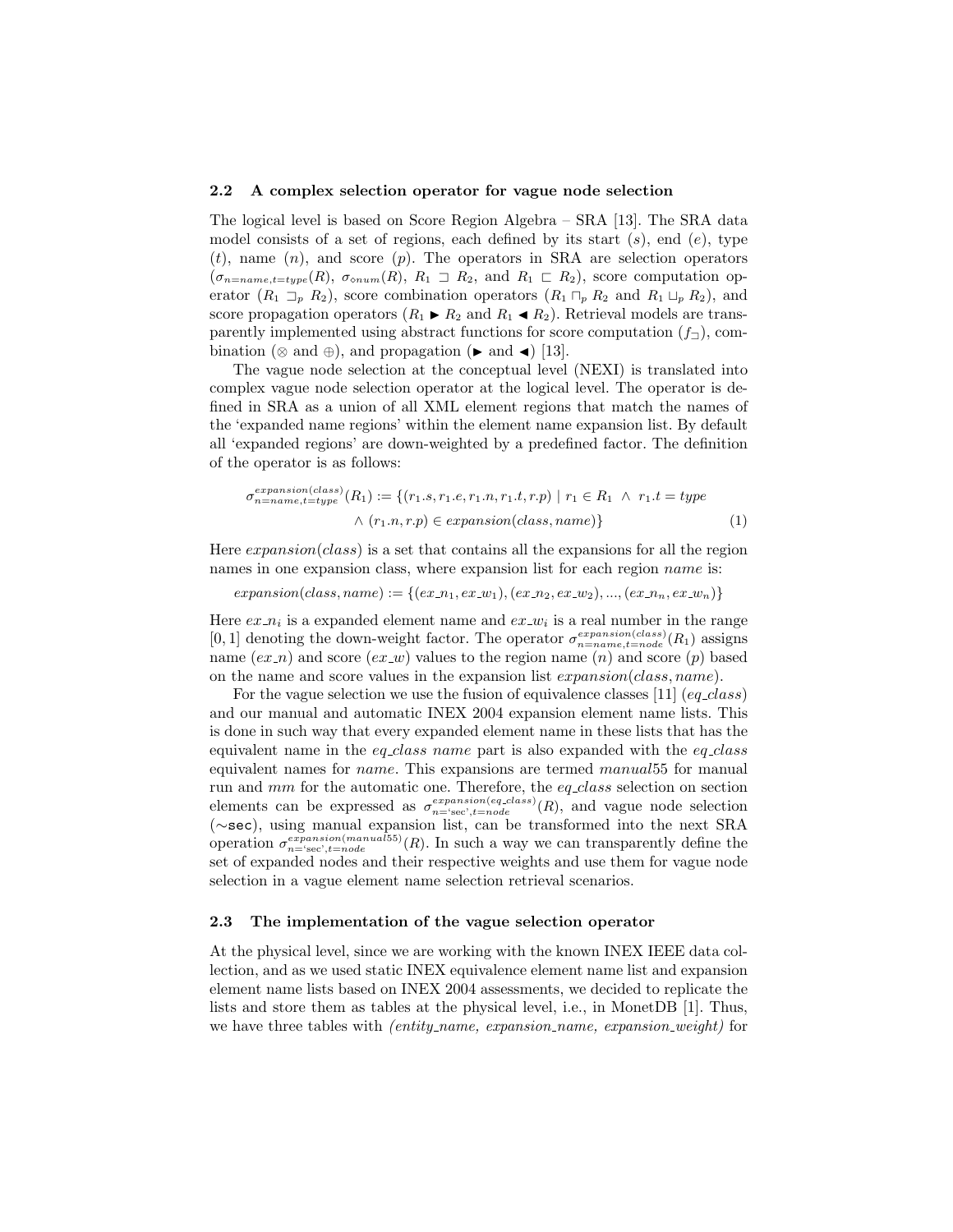### 2.2 A complex selection operator for vague node selection

The logical level is based on Score Region Algebra – SRA [13]. The SRA data model consists of a set of regions, each defined by its start ($s$), end ($e$), type ($t$), name ($n$), and score ($p$). The operators in SRA are selection operators ($\sigma_{n=name,t=type}(R)$, $\sigma_{\diamond num}(R)$, $R_1 \sqsupset R_2$, and $R_1 \sqsubset R_2$), score computation operator ($R_1 \sqsupset_p R_2$), score combination operators ($R_1 \sqcap_p R_2$ and $R_1 \sqcup_p R_2$), and score propagation operators ($R_1 \blacktriangleright R_2$ and $R_1 \blacktriangleleft R_2$). Retrieval models are transparently implemented using abstract functions for score computation ($f_{\sqsupset}$), combination ($\otimes$ and $\oplus$), and propagation ($\blacktriangleright$ and $\blacktriangleleft$) [13].

The vague node selection at the conceptual level (NEXI) is translated into complex vague node selection operator at the logical level. The operator is defined in SRA as a union of all XML element regions that match the names of the 'expanded name regions' within the element name expansion list. By default all 'expanded regions' are down-weighted by a predefined factor. The definition of the operator is as follows:

$$\sigma^{expansion(class)}_{n=name,t=type}(R_1) := \{(r_1.s, r_1.e, r_1.n, r_1.t, r.p) \mid r_1 \in R_1 \ \wedge \ r_1.t = type \\ \wedge \ (r_1.n, r.p) \in expansion(class, name)\} \quad (1)$$

Here $expansion(class)$ is a set that contains all the expansions for all the region names in one expansion class, where expansion list for each region $name$ is:

$$expansion(class, name) := \{(ex\_n_1, ex\_w_1), (ex\_n_2, ex\_w_2), ..., (ex\_n_n, ex\_w_n)\}$$

Here $ex\_n_i$ is a expanded element name and $ex\_w_i$ is a real number in the range $[0, 1]$ denoting the down-weight factor. The operator $\sigma^{expansion(class)}_{n=name,t=node}(R_1)$ assigns name ($ex\_n$) and score ($ex\_w$) values to the region name ($n$) and score ($p$) based on the name and score values in the expansion list $expansion(class, name)$.

For the vague selection we use the fusion of equivalence classes [11] ($eq\_class$) and our manual and automatic INEX 2004 expansion element name lists. This is done in such way that every expanded element name in these lists that has the equivalent name in the $eq\_class$ $name$ part is also expanded with the $eq\_class$ equivalent names for $name$. This expansions are termed $manual55$ for manual run and $mm$ for the automatic one. Therefore, the $eq\_class$ selection on section elements can be expressed as $\sigma^{expansion(eq\_class)}_{n=\text{'sec'},t=node}(R)$, and vague node selection (∼`sec`), using manual expansion list, can be transformed into the next SRA operation $\sigma^{expansion(manual55)}_{n=\text{'sec'},t=node}(R)$. In such a way we can transparently define the set of expanded nodes and their respective weights and use them for vague node selection in a vague element name selection retrieval scenarios.

### 2.3 The implementation of the vague selection operator

At the physical level, since we are working with the known INEX IEEE data collection, and as we used static INEX equivalence element name list and expansion element name lists based on INEX 2004 assessments, we decided to replicate the lists and store them as tables at the physical level, i.e., in MonetDB [1]. Thus, we have three tables with *(entity_name, expansion_name, expansion_weight)* for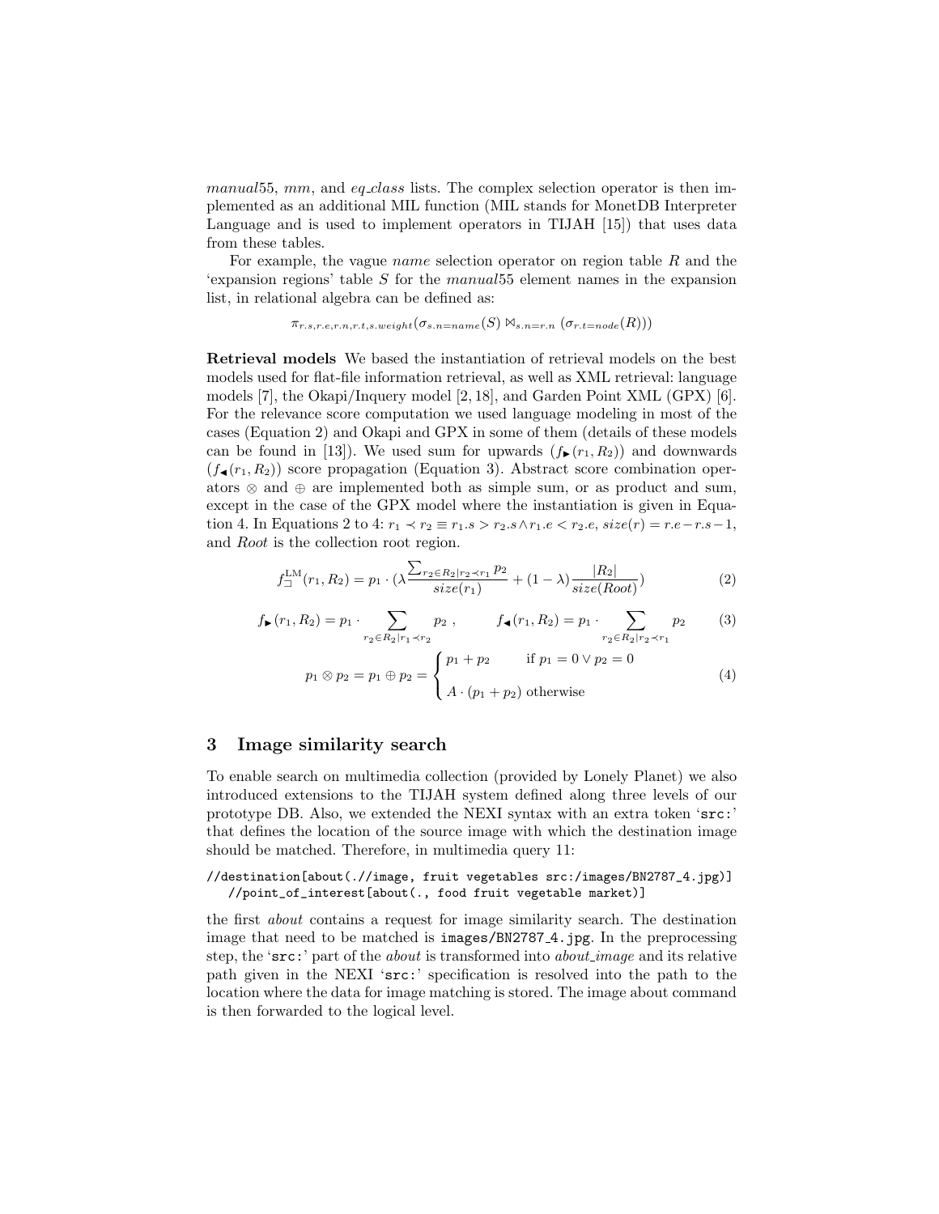*manual*55, *mm*, and *eq_class* lists. The complex selection operator is then implemented as an additional MIL function (MIL stands for MonetDB Interpreter Language and is used to implement operators in TIJAH [15]) that uses data from these tables.

For example, the vague *name* selection operator on region table $R$ and the 'expansion regions' table $S$ for the *manual*55 element names in the expansion list, in relational algebra can be defined as:

$$\pi_{r.s,r.e,r.n,r.t,s.weight}(\sigma_{s.n=name}(S) \bowtie_{s.n=r.n} (\sigma_{r.t=node}(R)))$$

**Retrieval models** We based the instantiation of retrieval models on the best models used for flat-file information retrieval, as well as XML retrieval: language models [7], the Okapi/Inquery model [2, 18], and Garden Point XML (GPX) [6]. For the relevance score computation we used language modeling in most of the cases (Equation 2) and Okapi and GPX in some of them (details of these models can be found in [13]). We used sum for upwards ($f_{\blacktriangleright}(r_1, R_2)$) and downwards ($f_{\blacktriangleleft}(r_1, R_2)$) score propagation (Equation 3). Abstract score combination operators $\otimes$ and $\oplus$ are implemented both as simple sum, or as product and sum, except in the case of the GPX model where the instantiation is given in Equation 4. In Equations 2 to 4: $r_1 \prec r_2 \equiv r_1.s > r_2.s \wedge r_1.e < r_2.e$, $size(r) = r.e - r.s - 1$, and *Root* is the collection root region.

$$f_{\sqsupset}^{\text{LM}}(r_1, R_2) = p_1 \cdot (\lambda \frac{\sum_{r_2 \in R_2 | r_2 \prec r_1} p_2}{size(r_1)} + (1 - \lambda) \frac{|R_2|}{size(Root)}) \tag{2}$$

$$f_{\blacktriangleright}(r_1, R_2) = p_1 \cdot \sum_{r_2 \in R_2 | r_1 \prec r_2} p_2 \ , \qquad f_{\blacktriangleleft}(r_1, R_2) = p_1 \cdot \sum_{r_2 \in R_2 | r_2 \prec r_1} p_2 \tag{3}$$

$$p_1 \otimes p_2 = p_1 \oplus p_2 = \begin{cases} p_1 + p_2 & \text{if } p_1 = 0 \vee p_2 = 0 \\ A \cdot (p_1 + p_2) & \text{otherwise} \end{cases} \tag{4}$$

## 3 Image similarity search

To enable search on multimedia collection (provided by Lonely Planet) we also introduced extensions to the TIJAH system defined along three levels of our prototype DB. Also, we extended the NEXI syntax with an extra token '`src:`' that defines the location of the source image with which the destination image should be matched. Therefore, in multimedia query 11:

```
//destination[about(.//image, fruit vegetables src:/images/BN2787_4.jpg)]
   //point_of_interest[about(., food fruit vegetable market)]
```

the first *about* contains a request for image similarity search. The destination image that need to be matched is `images/BN2787_4.jpg`. In the preprocessing step, the '`src:`' part of the *about* is transformed into *about_image* and its relative path given in the NEXI '`src:`' specification is resolved into the path to the location where the data for image matching is stored. The image about command is then forwarded to the logical level.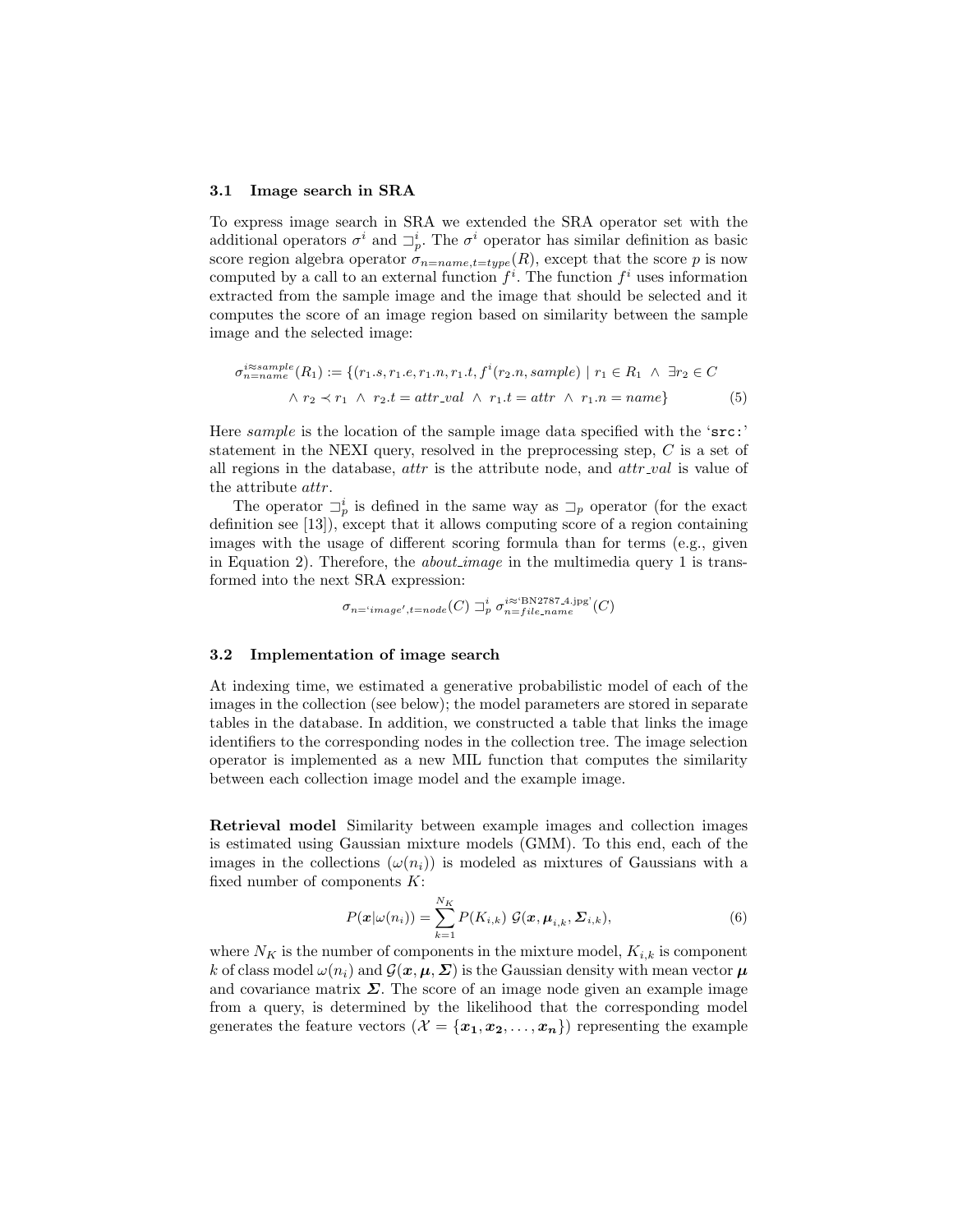### 3.1 Image search in SRA

To express image search in SRA we extended the SRA operator set with the additional operators $\sigma^i$ and $\sqsupset_p^i$. The $\sigma^i$ operator has similar definition as basic score region algebra operator $\sigma_{n=name,t=type}(R)$, except that the score $p$ is now computed by a call to an external function $f^i$. The function $f^i$ uses information extracted from the sample image and the image that should be selected and it computes the score of an image region based on similarity between the sample image and the selected image:

$$\sigma_{n=name}^{i \approx sample}(R_1) := \{(r_1.s, r_1.e, r_1.n, r_1.t, f^i(r_2.n, sample) \mid r_1 \in R_1 \ \wedge \ \exists r_2 \in C \\ \wedge \ r_2 \prec r_1 \ \wedge \ r_2.t = attr\_val \ \wedge \ r_1.t = attr \ \wedge \ r_1.n = name\} \tag{5}$$

Here *sample* is the location of the sample image data specified with the 'src:' statement in the NEXI query, resolved in the preprocessing step, $C$ is a set of all regions in the database, *attr* is the attribute node, and *attr_val* is value of the attribute *attr*.

The operator $\sqsupset_p^i$ is defined in the same way as $\sqsupset_p$ operator (for the exact definition see [13]), except that it allows computing score of a region containing images with the usage of different scoring formula than for terms (e.g., given in Equation 2). Therefore, the *about_image* in the multimedia query 1 is transformed into the next SRA expression:

$$\sigma_{n=\text{`}image\text{'},t=node}(C) \sqsupset_p^i \sigma_{n=file\_name}^{i \approx \text{`BN2787\_4.jpg'}}(C)$$

### 3.2 Implementation of image search

At indexing time, we estimated a generative probabilistic model of each of the images in the collection (see below); the model parameters are stored in separate tables in the database. In addition, we constructed a table that links the image identifiers to the corresponding nodes in the collection tree. The image selection operator is implemented as a new MIL function that computes the similarity between each collection image model and the example image.

**Retrieval model** Similarity between example images and collection images is estimated using Gaussian mixture models (GMM). To this end, each of the images in the collections ($\omega(n_i)$) is modeled as mixtures of Gaussians with a fixed number of components $K$:

$$P(\boldsymbol{x}|\omega(n_i)) = \sum_{k=1}^{N_K} P(K_{i,k}) \ \mathcal{G}(\boldsymbol{x}, \boldsymbol{\mu}_{i,k}, \boldsymbol{\Sigma}_{i,k}), \tag{6}$$

where $N_K$ is the number of components in the mixture model, $K_{i,k}$ is component $k$ of class model $\omega(n_i)$ and $\mathcal{G}(\boldsymbol{x}, \boldsymbol{\mu}, \boldsymbol{\Sigma})$ is the Gaussian density with mean vector $\boldsymbol{\mu}$ and covariance matrix $\boldsymbol{\Sigma}$. The score of an image node given an example image from a query, is determined by the likelihood that the corresponding model generates the feature vectors ($\mathcal{X} = \{\boldsymbol{x_1}, \boldsymbol{x_2}, \ldots, \boldsymbol{x_n}\}$) representing the example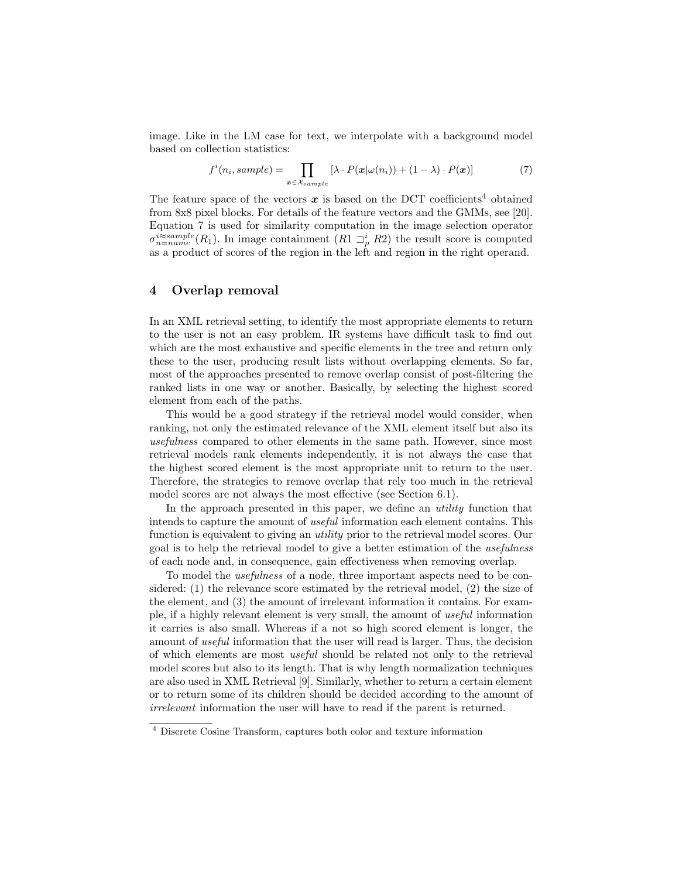image. Like in the LM case for text, we interpolate with a background model based on collection statistics:

$$f^i(n_i, sample) = \prod_{\boldsymbol{x} \in \mathcal{X}_{sample}} [\lambda \cdot P(\boldsymbol{x}|\omega(n_i)) + (1 - \lambda) \cdot P(\boldsymbol{x})] \tag{7}$$

The feature space of the vectors $\boldsymbol{x}$ is based on the DCT coefficients[4] obtained from 8x8 pixel blocks. For details of the feature vectors and the GMMs, see [20]. Equation 7 is used for similarity computation in the image selection operator $\sigma^{i \approx sample}_{n=name}(R_1)$. In image containment ($R1 \sqsupset^i_p R2$) the result score is computed as a product of scores of the region in the left and region in the right operand.

## 4 Overlap removal

In an XML retrieval setting, to identify the most appropriate elements to return to the user is not an easy problem. IR systems have difficult task to find out which are the most exhaustive and specific elements in the tree and return only these to the user, producing result lists without overlapping elements. So far, most of the approaches presented to remove overlap consist of post-filtering the ranked lists in one way or another. Basically, by selecting the highest scored element from each of the paths.

This would be a good strategy if the retrieval model would consider, when ranking, not only the estimated relevance of the XML element itself but also its *usefulness* compared to other elements in the same path. However, since most retrieval models rank elements independently, it is not always the case that the highest scored element is the most appropriate unit to return to the user. Therefore, the strategies to remove overlap that rely too much in the retrieval model scores are not always the most effective (see Section 6.1).

In the approach presented in this paper, we define an *utility* function that intends to capture the amount of *useful* information each element contains. This function is equivalent to giving an *utility* prior to the retrieval model scores. Our goal is to help the retrieval model to give a better estimation of the *usefulness* of each node and, in consequence, gain effectiveness when removing overlap.

To model the *usefulness* of a node, three important aspects need to be considered: (1) the relevance score estimated by the retrieval model, (2) the size of the element, and (3) the amount of irrelevant information it contains. For example, if a highly relevant element is very small, the amount of *useful* information it carries is also small. Whereas if a not so high scored element is longer, the amount of *useful* information that the user will read is larger. Thus, the decision of which elements are most *useful* should be related not only to the retrieval model scores but also to its length. That is why length normalization techniques are also used in XML Retrieval [9]. Similarly, whether to return a certain element or to return some of its children should be decided according to the amount of *irrelevant* information the user will have to read if the parent is returned.

[4] Discrete Cosine Transform, captures both color and texture information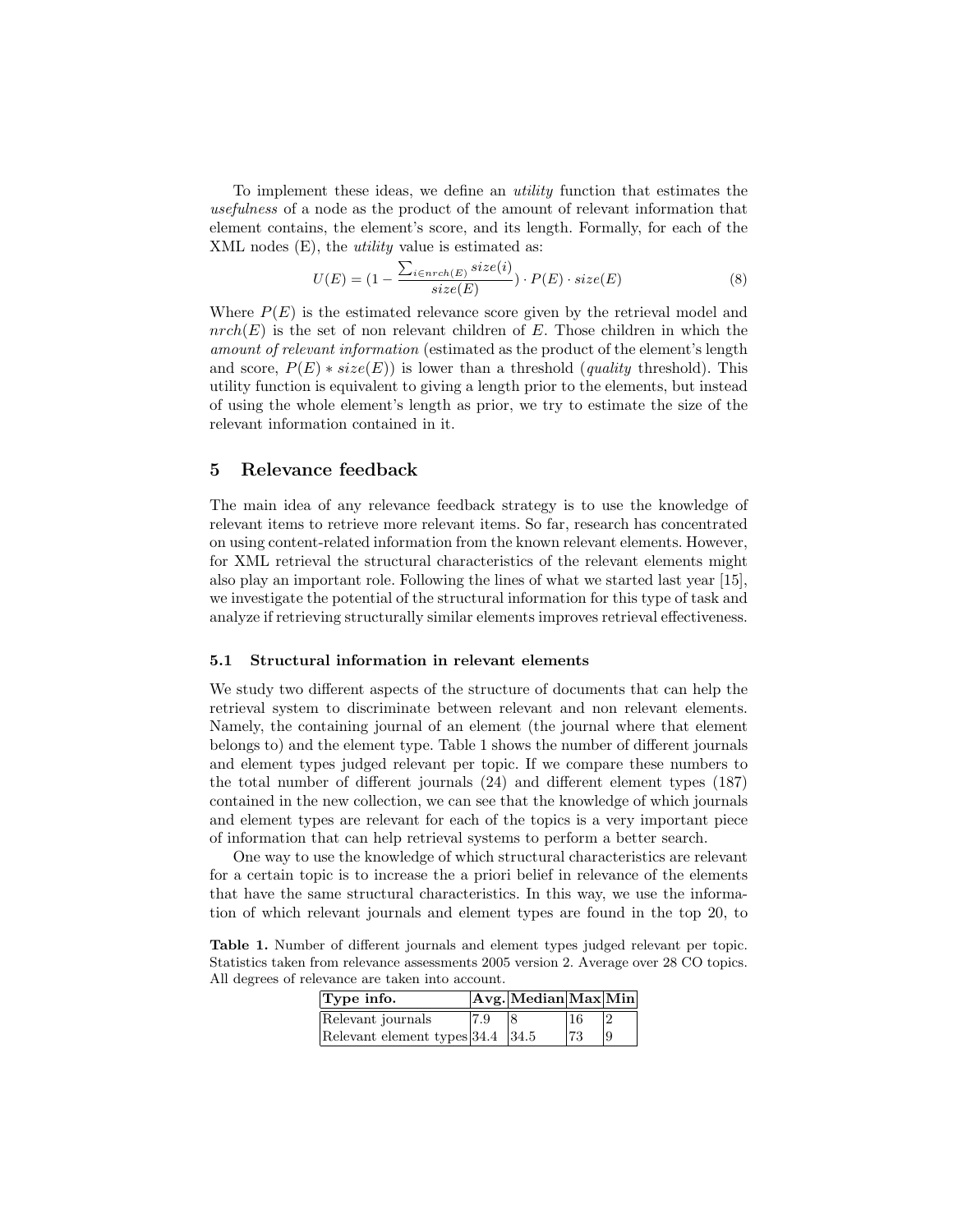To implement these ideas, we define an *utility* function that estimates the *usefulness* of a node as the product of the amount of relevant information that element contains, the element's score, and its length. Formally, for each of the XML nodes (E), the *utility* value is estimated as:

$$U(E) = \left(1 - \frac{\sum_{i \in nrch(E)} size(i)}{size(E)}\right) \cdot P(E) \cdot size(E) \tag{8}$$

Where $P(E)$ is the estimated relevance score given by the retrieval model and $nrch(E)$ is the set of non relevant children of $E$. Those children in which the *amount of relevant information* (estimated as the product of the element's length and score, $P(E) * size(E)$) is lower than a threshold (*quality* threshold). This utility function is equivalent to giving a length prior to the elements, but instead of using the whole element's length as prior, we try to estimate the size of the relevant information contained in it.

## 5 Relevance feedback

The main idea of any relevance feedback strategy is to use the knowledge of relevant items to retrieve more relevant items. So far, research has concentrated on using content-related information from the known relevant elements. However, for XML retrieval the structural characteristics of the relevant elements might also play an important role. Following the lines of what we started last year [15], we investigate the potential of the structural information for this type of task and analyze if retrieving structurally similar elements improves retrieval effectiveness.

### 5.1 Structural information in relevant elements

We study two different aspects of the structure of documents that can help the retrieval system to discriminate between relevant and non relevant elements. Namely, the containing journal of an element (the journal where that element belongs to) and the element type. Table 1 shows the number of different journals and element types judged relevant per topic. If we compare these numbers to the total number of different journals (24) and different element types (187) contained in the new collection, we can see that the knowledge of which journals and element types are relevant for each of the topics is a very important piece of information that can help retrieval systems to perform a better search.

One way to use the knowledge of which structural characteristics are relevant for a certain topic is to increase the a priori belief in relevance of the elements that have the same structural characteristics. In this way, we use the information of which relevant journals and element types are found in the top 20, to

**Table 1.** Number of different journals and element types judged relevant per topic. Statistics taken from relevance assessments 2005 version 2. Average over 28 CO topics. All degrees of relevance are taken into account.

| Type info. | Avg. | Median | Max | Min |
|---|---|---|---|---|
| Relevant journals | 7.9 | 8 | 16 | 2 |
| Relevant element types | 34.4 | 34.5 | 73 | 9 |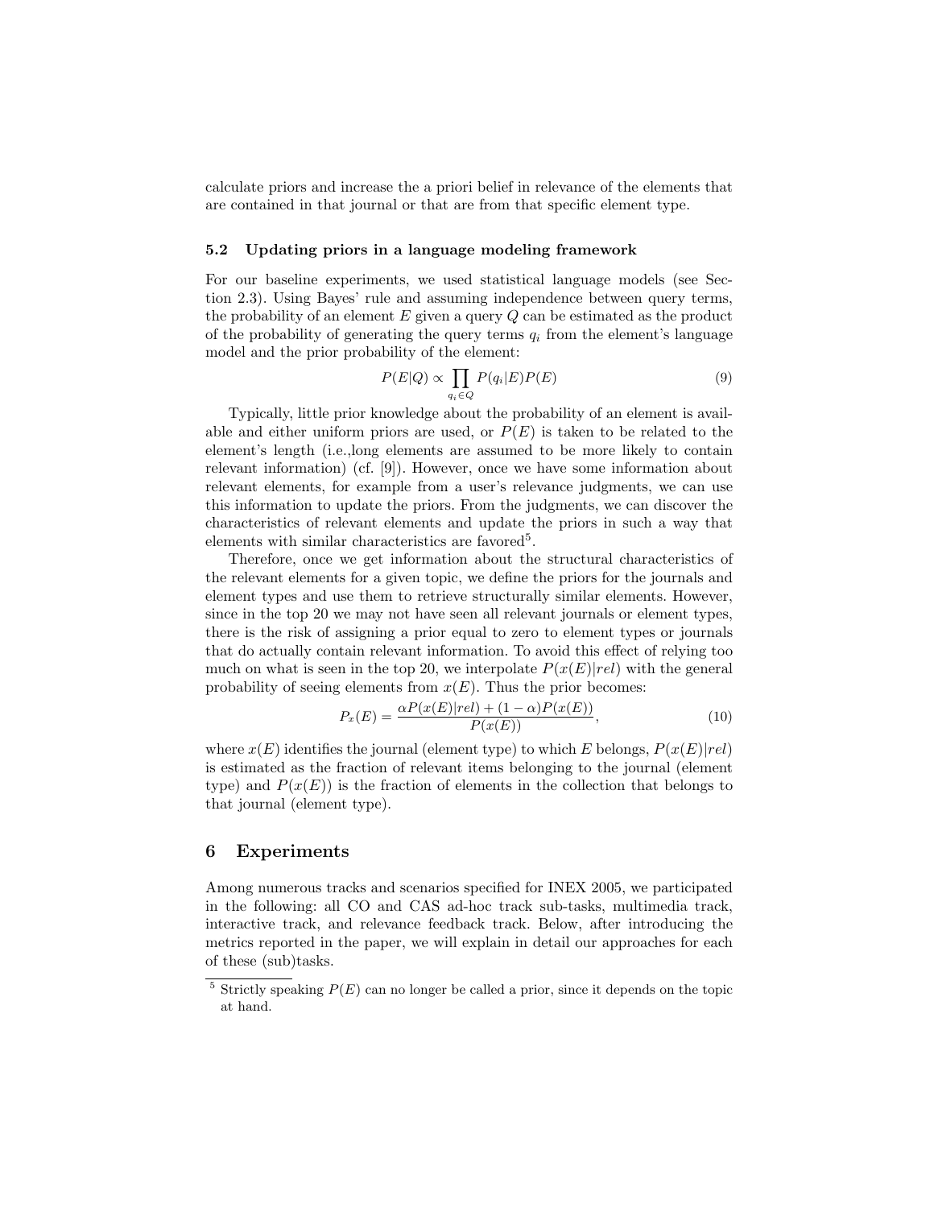calculate priors and increase the a priori belief in relevance of the elements that are contained in that journal or that are from that specific element type.

### 5.2 Updating priors in a language modeling framework

For our baseline experiments, we used statistical language models (see Section 2.3). Using Bayes' rule and assuming independence between query terms, the probability of an element $E$ given a query $Q$ can be estimated as the product of the probability of generating the query terms $q_i$ from the element's language model and the prior probability of the element:

$$P(E|Q) \propto \prod_{q_i \in Q} P(q_i|E)P(E) \tag{9}$$

Typically, little prior knowledge about the probability of an element is available and either uniform priors are used, or $P(E)$ is taken to be related to the element's length (i.e.,long elements are assumed to be more likely to contain relevant information) (cf. [9]). However, once we have some information about relevant elements, for example from a user's relevance judgments, we can use this information to update the priors. From the judgments, we can discover the characteristics of relevant elements and update the priors in such a way that elements with similar characteristics are favored[5].

Therefore, once we get information about the structural characteristics of the relevant elements for a given topic, we define the priors for the journals and element types and use them to retrieve structurally similar elements. However, since in the top 20 we may not have seen all relevant journals or element types, there is the risk of assigning a prior equal to zero to element types or journals that do actually contain relevant information. To avoid this effect of relying too much on what is seen in the top 20, we interpolate $P(x(E)|rel)$ with the general probability of seeing elements from $x(E)$. Thus the prior becomes:

$$P_x(E) = \frac{\alpha P(x(E)|rel) + (1-\alpha)P(x(E))}{P(x(E))}, \tag{10}$$

where $x(E)$ identifies the journal (element type) to which $E$ belongs, $P(x(E)|rel)$ is estimated as the fraction of relevant items belonging to the journal (element type) and $P(x(E))$ is the fraction of elements in the collection that belongs to that journal (element type).

## 6 Experiments

Among numerous tracks and scenarios specified for INEX 2005, we participated in the following: all CO and CAS ad-hoc track sub-tasks, multimedia track, interactive track, and relevance feedback track. Below, after introducing the metrics reported in the paper, we will explain in detail our approaches for each of these (sub)tasks.

---

[5] Strictly speaking $P(E)$ can no longer be called a prior, since it depends on the topic at hand.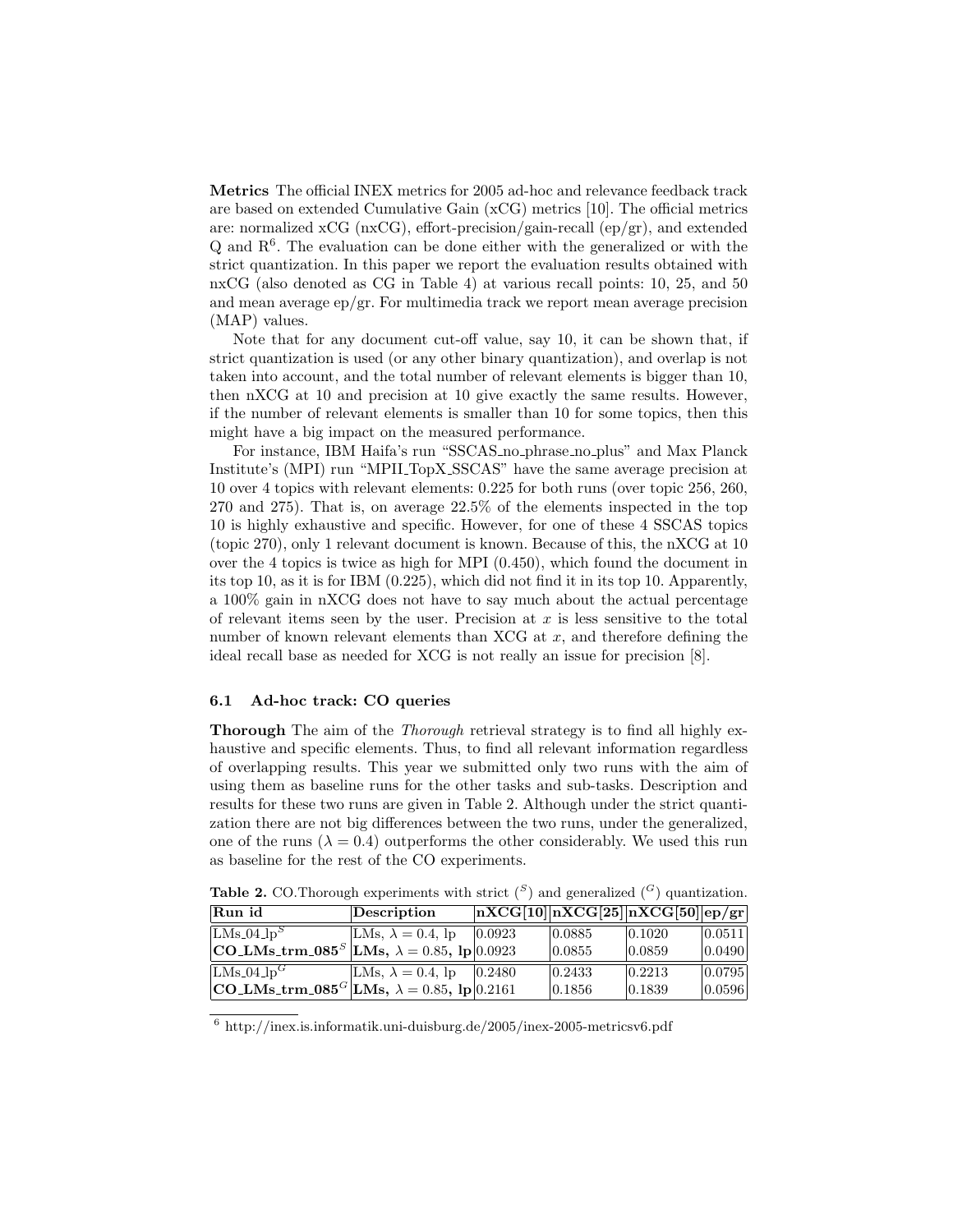**Metrics** The official INEX metrics for 2005 ad-hoc and relevance feedback track are based on extended Cumulative Gain (xCG) metrics [10]. The official metrics are: normalized xCG (nxCG), effort-precision/gain-recall (ep/gr), and extended Q and R[6]. The evaluation can be done either with the generalized or with the strict quantization. In this paper we report the evaluation results obtained with nxCG (also denoted as CG in Table 4) at various recall points: 10, 25, and 50 and mean average ep/gr. For multimedia track we report mean average precision (MAP) values.

Note that for any document cut-off value, say 10, it can be shown that, if strict quantization is used (or any other binary quantization), and overlap is not taken into account, and the total number of relevant elements is bigger than 10, then nXCG at 10 and precision at 10 give exactly the same results. However, if the number of relevant elements is smaller than 10 for some topics, then this might have a big impact on the measured performance.

For instance, IBM Haifa's run "SSCAS_no_phrase_no_plus" and Max Planck Institute's (MPI) run "MPII_TopX_SSCAS" have the same average precision at 10 over 4 topics with relevant elements: 0.225 for both runs (over topic 256, 260, 270 and 275). That is, on average 22.5% of the elements inspected in the top 10 is highly exhaustive and specific. However, for one of these 4 SSCAS topics (topic 270), only 1 relevant document is known. Because of this, the nXCG at 10 over the 4 topics is twice as high for MPI (0.450), which found the document in its top 10, as it is for IBM (0.225), which did not find it in its top 10. Apparently, a 100% gain in nXCG does not have to say much about the actual percentage of relevant items seen by the user. Precision at $x$ is less sensitive to the total number of known relevant elements than XCG at $x$, and therefore defining the ideal recall base as needed for XCG is not really an issue for precision [8].

### 6.1 Ad-hoc track: CO queries

**Thorough** The aim of the *Thorough* retrieval strategy is to find all highly exhaustive and specific elements. Thus, to find all relevant information regardless of overlapping results. This year we submitted only two runs with the aim of using them as baseline runs for the other tasks and sub-tasks. Description and results for these two runs are given in Table 2. Although under the strict quantization there are not big differences between the two runs, under the generalized, one of the runs ($\lambda = 0.4$) outperforms the other considerably. We used this run as baseline for the rest of the CO experiments.

**Table 2.** CO.Thorough experiments with strict ($^S$) and generalized ($^G$) quantization.

| Run id | Description | nXCG[10] | nXCG[25] | nXCG[50] | ep/gr |
|---|---|---|---|---|---|
| LMs_04_lp$^S$ | LMs, $\lambda = 0.4$, lp | 0.0923 | 0.0885 | 0.1020 | 0.0511 |
| **CO_LMs_trm_085**$^S$ | **LMs, $\lambda = 0.85$, lp** | 0.0923 | 0.0855 | 0.0859 | 0.0490 |
| LMs_04_lp$^G$ | LMs, $\lambda = 0.4$, lp | 0.2480 | 0.2433 | 0.2213 | 0.0795 |
| **CO_LMs_trm_085**$^G$ | **LMs, $\lambda = 0.85$, lp** | 0.2161 | 0.1856 | 0.1839 | 0.0596 |

[6] http://inex.is.informatik.uni-duisburg.de/2005/inex-2005-metricsv6.pdf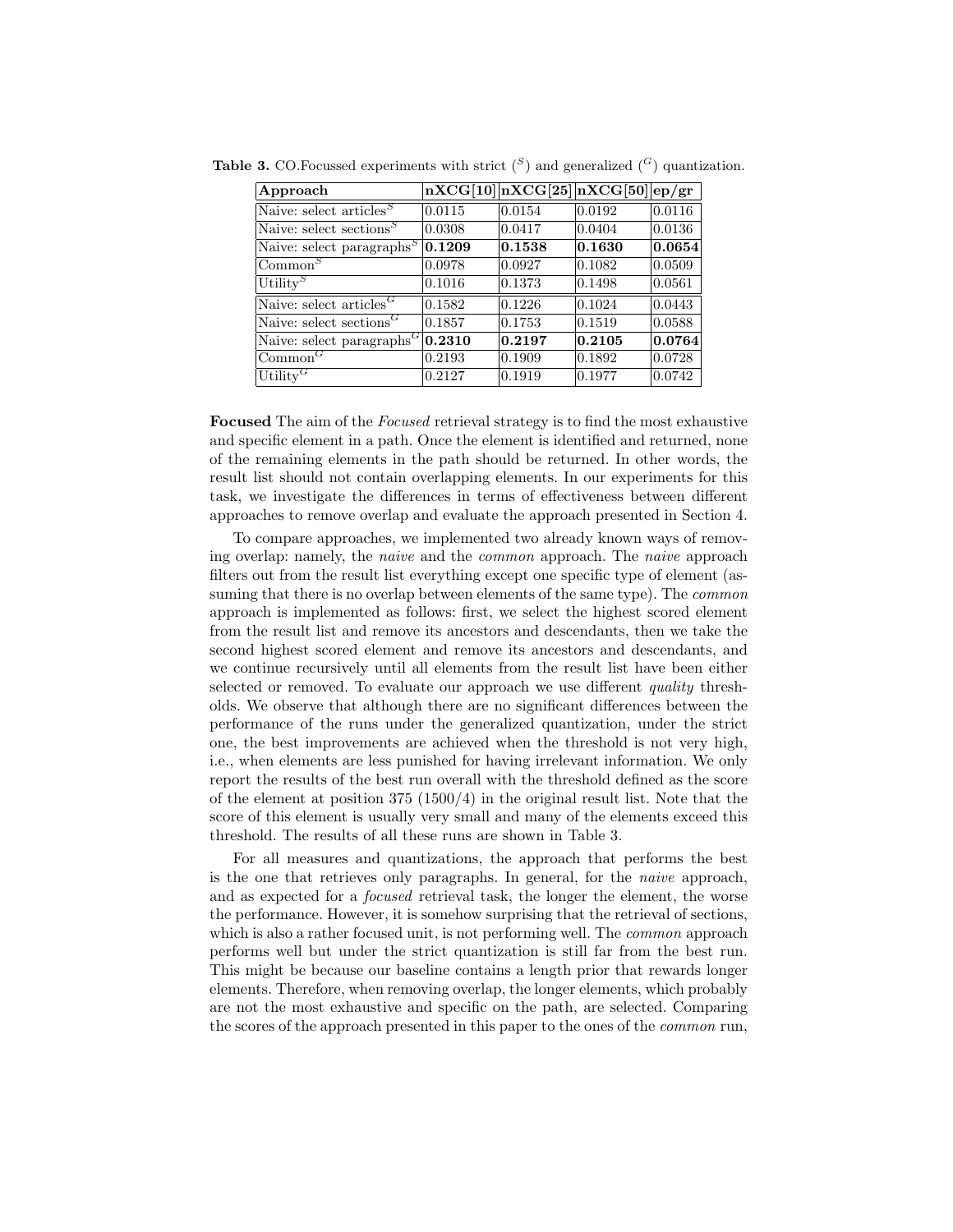**Table 3.** CO.Focussed experiments with strict ($^S$) and generalized ($^G$) quantization.

| **Approach** | **nXCG[10]** | **nXCG[25]** | **nXCG[50]** | **ep/gr** |
|---|---|---|---|---|
| Naive: select articles$^S$ | 0.0115 | 0.0154 | 0.0192 | 0.0116 |
| Naive: select sections$^S$ | 0.0308 | 0.0417 | 0.0404 | 0.0136 |
| Naive: select paragraphs$^S$ | **0.1209** | **0.1538** | **0.1630** | **0.0654** |
| Common$^S$ | 0.0978 | 0.0927 | 0.1082 | 0.0509 |
| Utility$^S$ | 0.1016 | 0.1373 | 0.1498 | 0.0561 |
| Naive: select articles$^G$ | 0.1582 | 0.1226 | 0.1024 | 0.0443 |
| Naive: select sections$^G$ | 0.1857 | 0.1753 | 0.1519 | 0.0588 |
| Naive: select paragraphs$^G$ | **0.2310** | **0.2197** | **0.2105** | **0.0764** |
| Common$^G$ | 0.2193 | 0.1909 | 0.1892 | 0.0728 |
| Utility$^G$ | 0.2127 | 0.1919 | 0.1977 | 0.0742 |

**Focused** The aim of the *Focused* retrieval strategy is to find the most exhaustive and specific element in a path. Once the element is identified and returned, none of the remaining elements in the path should be returned. In other words, the result list should not contain overlapping elements. In our experiments for this task, we investigate the differences in terms of effectiveness between different approaches to remove overlap and evaluate the approach presented in Section 4.

To compare approaches, we implemented two already known ways of removing overlap: namely, the *naive* and the *common* approach. The *naive* approach filters out from the result list everything except one specific type of element (assuming that there is no overlap between elements of the same type). The *common* approach is implemented as follows: first, we select the highest scored element from the result list and remove its ancestors and descendants, then we take the second highest scored element and remove its ancestors and descendants, and we continue recursively until all elements from the result list have been either selected or removed. To evaluate our approach we use different *quality* thresholds. We observe that although there are no significant differences between the performance of the runs under the generalized quantization, under the strict one, the best improvements are achieved when the threshold is not very high, i.e., when elements are less punished for having irrelevant information. We only report the results of the best run overall with the threshold defined as the score of the element at position 375 (1500/4) in the original result list. Note that the score of this element is usually very small and many of the elements exceed this threshold. The results of all these runs are shown in Table 3.

For all measures and quantizations, the approach that performs the best is the one that retrieves only paragraphs. In general, for the *naive* approach, and as expected for a *focused* retrieval task, the longer the element, the worse the performance. However, it is somehow surprising that the retrieval of sections, which is also a rather focused unit, is not performing well. The *common* approach performs well but under the strict quantization is still far from the best run. This might be because our baseline contains a length prior that rewards longer elements. Therefore, when removing overlap, the longer elements, which probably are not the most exhaustive and specific on the path, are selected. Comparing the scores of the approach presented in this paper to the ones of the *common* run,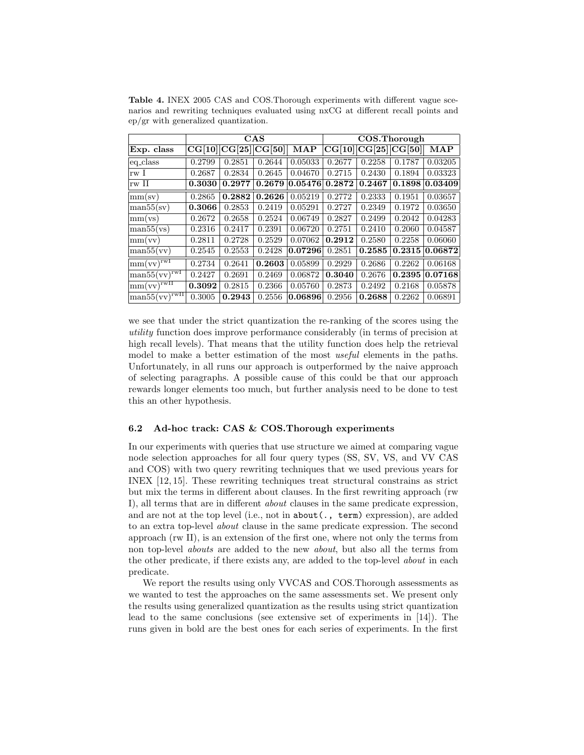**Table 4.** INEX 2005 CAS and COS.Thorough experiments with different vague scenarios and rewriting techniques evaluated using nxCG at different recall points and ep/gr with generalized quantization.

| | CAS | | | | COS.Thorough | | | |
|---|---|---|---|---|---|---|---|---|
| **Exp. class** | **CG[10]** | **CG[25]** | **CG[50]** | **MAP** | **CG[10]** | **CG[25]** | **CG[50]** | **MAP** |
| eq_class | 0.2799 | 0.2851 | 0.2644 | 0.05033 | 0.2677 | 0.2258 | 0.1787 | 0.03205 |
| rw I | 0.2687 | 0.2834 | 0.2645 | 0.04670 | 0.2715 | 0.2430 | 0.1894 | 0.03323 |
| rw II | **0.3030** | **0.2977** | **0.2679** | **0.05476** | **0.2872** | **0.2467** | **0.1898** | **0.03409** |
| mm(sv) | 0.2865 | **0.2882** | **0.2626** | 0.05219 | 0.2772 | 0.2333 | 0.1951 | 0.03657 |
| man55(sv) | **0.3066** | 0.2853 | 0.2419 | 0.05291 | 0.2727 | 0.2349 | 0.1972 | 0.03650 |
| mm(vs) | 0.2672 | 0.2658 | 0.2524 | 0.06749 | 0.2827 | 0.2499 | 0.2042 | 0.04283 |
| man55(vs) | 0.2316 | 0.2417 | 0.2391 | 0.06720 | 0.2751 | 0.2410 | 0.2060 | 0.04587 |
| mm(vv) | 0.2811 | 0.2728 | 0.2529 | 0.07062 | **0.2912** | 0.2580 | 0.2258 | 0.06060 |
| man55(vv) | 0.2545 | 0.2553 | 0.2428 | **0.07296** | 0.2851 | **0.2585** | **0.2315** | **0.06872** |
| $\text{mm(vv)}^{\text{rwI}}$ | 0.2734 | 0.2641 | **0.2603** | 0.05899 | 0.2929 | 0.2686 | 0.2262 | 0.06168 |
| $\text{man55(vv)}^{\text{rwI}}$ | 0.2427 | 0.2691 | 0.2469 | 0.06872 | **0.3040** | 0.2676 | **0.2395** | **0.07168** |
| $\text{mm(vv)}^{\text{rwII}}$ | **0.3092** | 0.2815 | 0.2366 | 0.05760 | 0.2873 | 0.2492 | 0.2168 | 0.05878 |
| $\text{man55(vv)}^{\text{rwII}}$ | 0.3005 | **0.2943** | 0.2556 | **0.06896** | 0.2956 | **0.2688** | 0.2262 | 0.06891 |

we see that under the strict quantization the re-ranking of the scores using the *utility* function does improve performance considerably (in terms of precision at high recall levels). That means that the utility function does help the retrieval model to make a better estimation of the most *useful* elements in the paths. Unfortunately, in all runs our approach is outperformed by the naive approach of selecting paragraphs. A possible cause of this could be that our approach rewards longer elements too much, but further analysis need to be done to test this an other hypothesis.

### 6.2 Ad-hoc track: CAS & COS.Thorough experiments

In our experiments with queries that use structure we aimed at comparing vague node selection approaches for all four query types (SS, SV, VS, and VV CAS and COS) with two query rewriting techniques that we used previous years for INEX [12, 15]. These rewriting techniques treat structural constrains as strict but mix the terms in different about clauses. In the first rewriting approach (rw I), all terms that are in different *about* clauses in the same predicate expression, and are not at the top level (i.e., not in `about(., term)` expression), are added to an extra top-level *about* clause in the same predicate expression. The second approach (rw II), is an extension of the first one, where not only the terms from non top-level *abouts* are added to the new *about*, but also all the terms from the other predicate, if there exists any, are added to the top-level *about* in each predicate.

We report the results using only VVCAS and COS.Thorough assessments as we wanted to test the approaches on the same assessments set. We present only the results using generalized quantization as the results using strict quantization lead to the same conclusions (see extensive set of experiments in [14]). The runs given in bold are the best ones for each series of experiments. In the first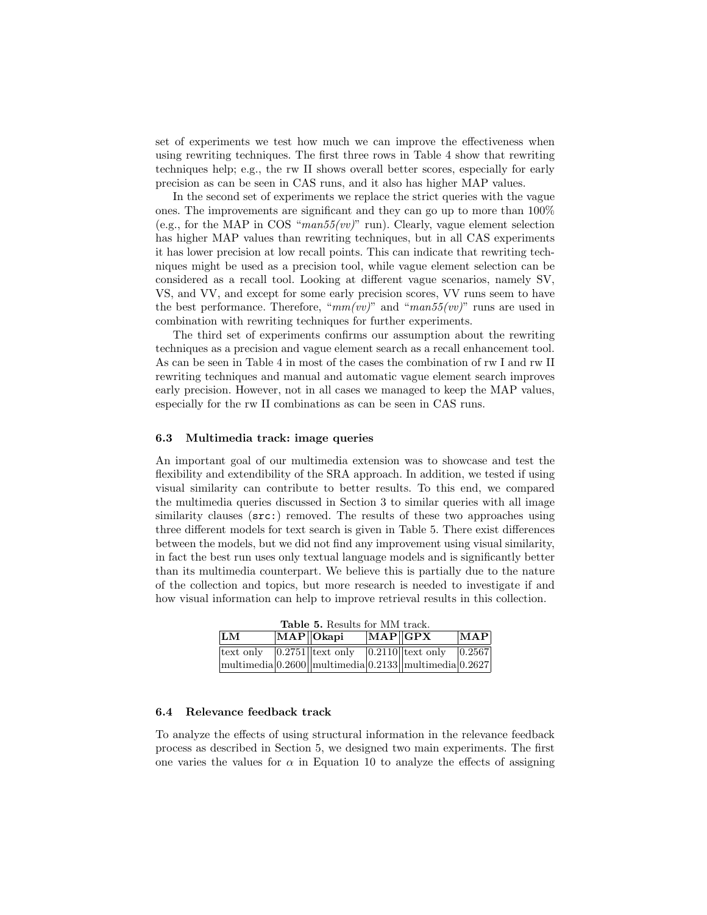set of experiments we test how much we can improve the effectiveness when using rewriting techniques. The first three rows in Table 4 show that rewriting techniques help; e.g., the rw II shows overall better scores, especially for early precision as can be seen in CAS runs, and it also has higher MAP values.

In the second set of experiments we replace the strict queries with the vague ones. The improvements are significant and they can go up to more than 100% (e.g., for the MAP in COS "*man55(vv)*" run). Clearly, vague element selection has higher MAP values than rewriting techniques, but in all CAS experiments it has lower precision at low recall points. This can indicate that rewriting techniques might be used as a precision tool, while vague element selection can be considered as a recall tool. Looking at different vague scenarios, namely SV, VS, and VV, and except for some early precision scores, VV runs seem to have the best performance. Therefore, "*mm(vv)*" and "*man55(vv)*" runs are used in combination with rewriting techniques for further experiments.

The third set of experiments confirms our assumption about the rewriting techniques as a precision and vague element search as a recall enhancement tool. As can be seen in Table 4 in most of the cases the combination of rw I and rw II rewriting techniques and manual and automatic vague element search improves early precision. However, not in all cases we managed to keep the MAP values, especially for the rw II combinations as can be seen in CAS runs.

### 6.3 Multimedia track: image queries

An important goal of our multimedia extension was to showcase and test the flexibility and extendibility of the SRA approach. In addition, we tested if using visual similarity can contribute to better results. To this end, we compared the multimedia queries discussed in Section 3 to similar queries with all image similarity clauses (`src:`) removed. The results of these two approaches using three different models for text search is given in Table 5. There exist differences between the models, but we did not find any improvement using visual similarity, in fact the best run uses only textual language models and is significantly better than its multimedia counterpart. We believe this is partially due to the nature of the collection and topics, but more research is needed to investigate if and how visual information can help to improve retrieval results in this collection.

**Table 5.** Results for MM track.

| **LM** | **MAP** | **Okapi** | **MAP** | **GPX** | **MAP** |
|---|---|---|---|---|---|
| text only | 0.2751 | text only | 0.2110 | text only | 0.2567 |
| multimedia | 0.2600 | multimedia | 0.2133 | multimedia | 0.2627 |

### 6.4 Relevance feedback track

To analyze the effects of using structural information in the relevance feedback process as described in Section 5, we designed two main experiments. The first one varies the values for $\alpha$ in Equation 10 to analyze the effects of assigning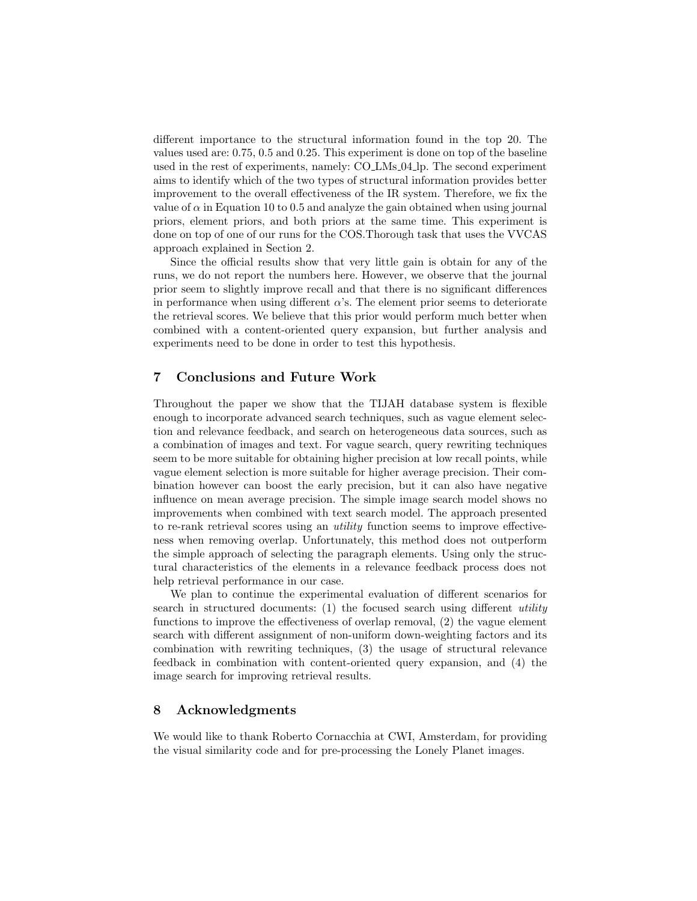different importance to the structural information found in the top 20. The values used are: 0.75, 0.5 and 0.25. This experiment is done on top of the baseline used in the rest of experiments, namely: CO_LMs_04_lp. The second experiment aims to identify which of the two types of structural information provides better improvement to the overall effectiveness of the IR system. Therefore, we fix the value of $\alpha$ in Equation 10 to 0.5 and analyze the gain obtained when using journal priors, element priors, and both priors at the same time. This experiment is done on top of one of our runs for the COS.Thorough task that uses the VVCAS approach explained in Section 2.

Since the official results show that very little gain is obtain for any of the runs, we do not report the numbers here. However, we observe that the journal prior seem to slightly improve recall and that there is no significant differences in performance when using different $\alpha$'s. The element prior seems to deteriorate the retrieval scores. We believe that this prior would perform much better when combined with a content-oriented query expansion, but further analysis and experiments need to be done in order to test this hypothesis.

## 7 Conclusions and Future Work

Throughout the paper we show that the TIJAH database system is flexible enough to incorporate advanced search techniques, such as vague element selection and relevance feedback, and search on heterogeneous data sources, such as a combination of images and text. For vague search, query rewriting techniques seem to be more suitable for obtaining higher precision at low recall points, while vague element selection is more suitable for higher average precision. Their combination however can boost the early precision, but it can also have negative influence on mean average precision. The simple image search model shows no improvements when combined with text search model. The approach presented to re-rank retrieval scores using an *utility* function seems to improve effectiveness when removing overlap. Unfortunately, this method does not outperform the simple approach of selecting the paragraph elements. Using only the structural characteristics of the elements in a relevance feedback process does not help retrieval performance in our case.

We plan to continue the experimental evaluation of different scenarios for search in structured documents: (1) the focused search using different *utility* functions to improve the effectiveness of overlap removal, (2) the vague element search with different assignment of non-uniform down-weighting factors and its combination with rewriting techniques, (3) the usage of structural relevance feedback in combination with content-oriented query expansion, and (4) the image search for improving retrieval results.

## 8 Acknowledgments

We would like to thank Roberto Cornacchia at CWI, Amsterdam, for providing the visual similarity code and for pre-processing the Lonely Planet images.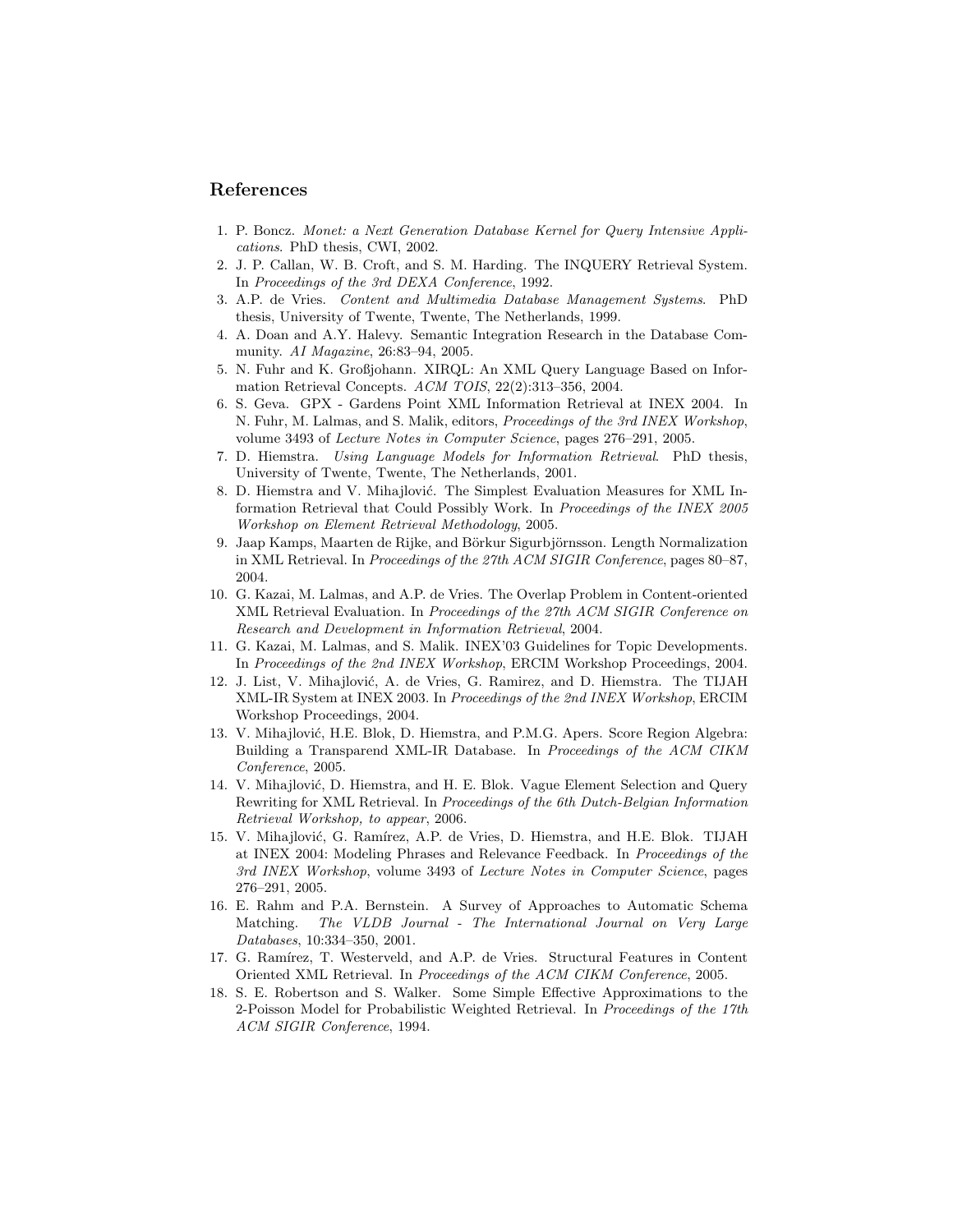## References

1. P. Boncz. *Monet: a Next Generation Database Kernel for Query Intensive Applications*. PhD thesis, CWI, 2002.
2. J. P. Callan, W. B. Croft, and S. M. Harding. The INQUERY Retrieval System. In *Proceedings of the 3rd DEXA Conference*, 1992.
3. A.P. de Vries. *Content and Multimedia Database Management Systems*. PhD thesis, University of Twente, Twente, The Netherlands, 1999.
4. A. Doan and A.Y. Halevy. Semantic Integration Research in the Database Community. *AI Magazine*, 26:83–94, 2005.
5. N. Fuhr and K. Großjohann. XIRQL: An XML Query Language Based on Information Retrieval Concepts. *ACM TOIS*, 22(2):313–356, 2004.
6. S. Geva. GPX - Gardens Point XML Information Retrieval at INEX 2004. In N. Fuhr, M. Lalmas, and S. Malik, editors, *Proceedings of the 3rd INEX Workshop*, volume 3493 of *Lecture Notes in Computer Science*, pages 276–291, 2005.
7. D. Hiemstra. *Using Language Models for Information Retrieval*. PhD thesis, University of Twente, Twente, The Netherlands, 2001.
8. D. Hiemstra and V. Mihajlović. The Simplest Evaluation Measures for XML Information Retrieval that Could Possibly Work. In *Proceedings of the INEX 2005 Workshop on Element Retrieval Methodology*, 2005.
9. Jaap Kamps, Maarten de Rijke, and Börkur Sigurbjörnsson. Length Normalization in XML Retrieval. In *Proceedings of the 27th ACM SIGIR Conference*, pages 80–87, 2004.
10. G. Kazai, M. Lalmas, and A.P. de Vries. The Overlap Problem in Content-oriented XML Retrieval Evaluation. In *Proceedings of the 27th ACM SIGIR Conference on Research and Development in Information Retrieval*, 2004.
11. G. Kazai, M. Lalmas, and S. Malik. INEX'03 Guidelines for Topic Developments. In *Proceedings of the 2nd INEX Workshop*, ERCIM Workshop Proceedings, 2004.
12. J. List, V. Mihajlović, A. de Vries, G. Ramirez, and D. Hiemstra. The TIJAH XML-IR System at INEX 2003. In *Proceedings of the 2nd INEX Workshop*, ERCIM Workshop Proceedings, 2004.
13. V. Mihajlović, H.E. Blok, D. Hiemstra, and P.M.G. Apers. Score Region Algebra: Building a Transparend XML-IR Database. In *Proceedings of the ACM CIKM Conference*, 2005.
14. V. Mihajlović, D. Hiemstra, and H. E. Blok. Vague Element Selection and Query Rewriting for XML Retrieval. In *Proceedings of the 6th Dutch-Belgian Information Retrieval Workshop, to appear*, 2006.
15. V. Mihajlović, G. Ramírez, A.P. de Vries, D. Hiemstra, and H.E. Blok. TIJAH at INEX 2004: Modeling Phrases and Relevance Feedback. In *Proceedings of the 3rd INEX Workshop*, volume 3493 of *Lecture Notes in Computer Science*, pages 276–291, 2005.
16. E. Rahm and P.A. Bernstein. A Survey of Approaches to Automatic Schema Matching. *The VLDB Journal - The International Journal on Very Large Databases*, 10:334–350, 2001.
17. G. Ramírez, T. Westerveld, and A.P. de Vries. Structural Features in Content Oriented XML Retrieval. In *Proceedings of the ACM CIKM Conference*, 2005.
18. S. E. Robertson and S. Walker. Some Simple Effective Approximations to the 2-Poisson Model for Probabilistic Weighted Retrieval. In *Proceedings of the 17th ACM SIGIR Conference*, 1994.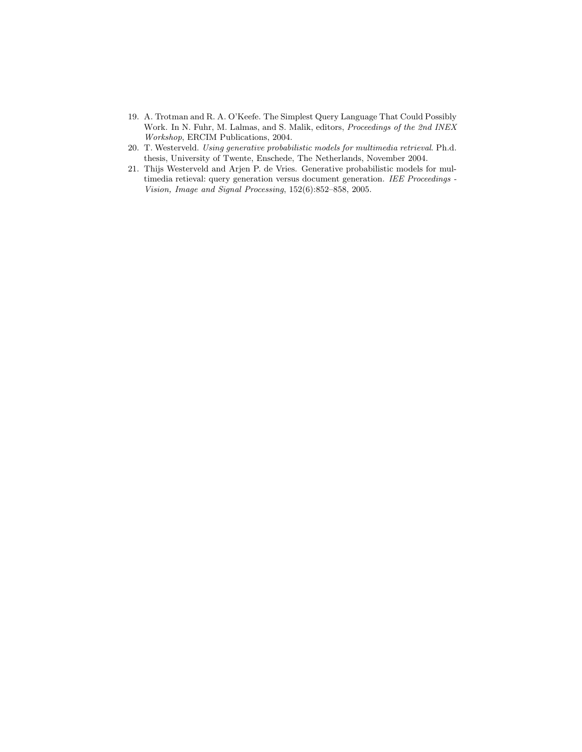19. A. Trotman and R. A. O'Keefe. The Simplest Query Language That Could Possibly Work. In N. Fuhr, M. Lalmas, and S. Malik, editors, *Proceedings of the 2nd INEX Workshop*, ERCIM Publications, 2004.
20. T. Westerveld. *Using generative probabilistic models for multimedia retrieval*. Ph.d. thesis, University of Twente, Enschede, The Netherlands, November 2004.
21. Thijs Westerveld and Arjen P. de Vries. Generative probabilistic models for multimedia retieval: query generation versus document generation. *IEE Proceedings - Vision, Image and Signal Processing*, 152(6):852–858, 2005.